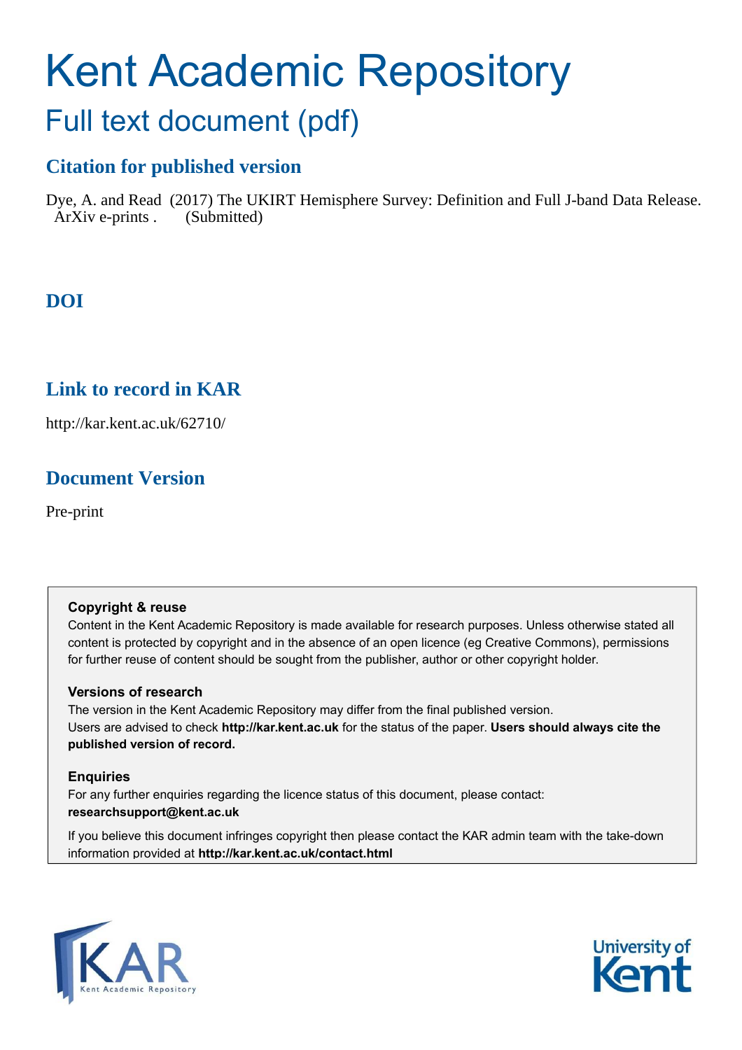# Kent Academic Repository

## Full text document (pdf)

### Citation for published version

Dye, A. and Read (2017) The UKIRT Hemisphere Survey: Definition and Full J-band Data Release. ArXiv e-prints . (Submitted)

### DOI

### Link to record in KAR

http://kar.kent.ac.uk/62710/

### Document Version

Pre-print

**Copyright & reuse**

Content in the Kent Academic Repository is made available for research purposes. Unless otherwise stated all content is protected by copyright and in the absence of an open licence (eg Creative Commons), permissions for further reuse of content should be sought from the publisher, author or other copyright holder.

**Versions of research**

The version in the Kent Academic Repository may differ from the final published version. Users are advised to check **http://kar.kent.ac.uk** for the status of the paper. **Users should always cite the published version of record.**

**Enquiries**

For any further enquiries regarding the licence status of this document, please contact: **researchsupport@kent.ac.uk**

If you believe this document infringes copyright then please contact the KAR admin team with the take-down information provided at **http://kar.kent.ac.uk/contact.html**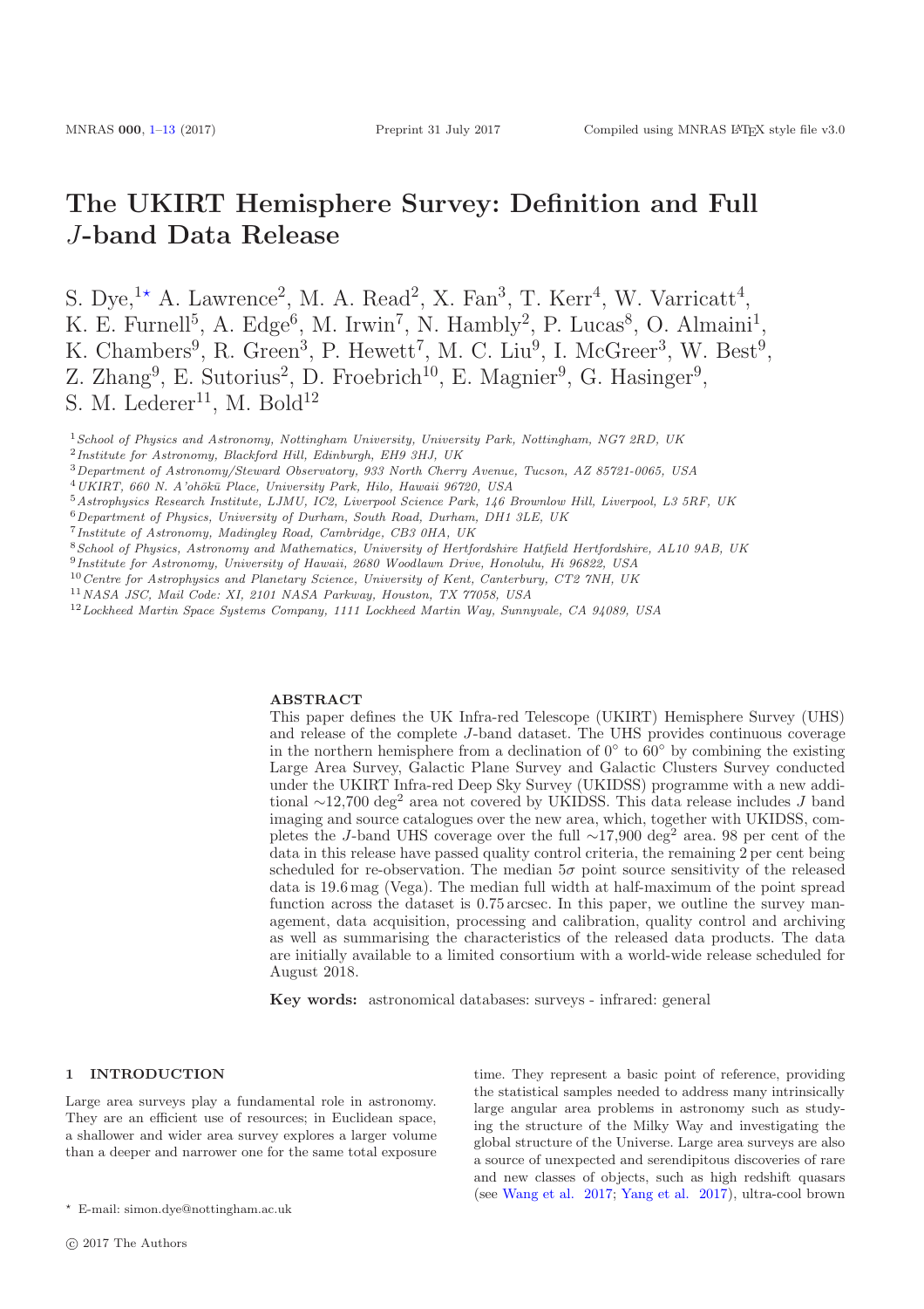# The UKIRT Hemisphere Survey: Definition and Full $J$-band Data Release

S. Dye,[1★] A. Lawrence[2], M. A. Read[2], X. Fan[3], T. Kerr[4], W. Varricatt[4], K. E. Furnell[5], A. Edge[6], M. Irwin[7], N. Hambly[2], P. Lucas[8], O. Almaini[1], K. Chambers[9], R. Green[3], P. Hewett[7], M. C. Liu[9], I. McGreer[3], W. Best[9], Z. Zhang[9], E. Sutorius[2], D. Froebrich[10], E. Magnier[9], G. Hasinger[9], S. M. Lederer[11], M. Bold[12]

[1] *School of Physics and Astronomy, Nottingham University, University Park, Nottingham, NG7 2RD, UK*
[2] *Institute for Astronomy, Blackford Hill, Edinburgh, EH9 3HJ, UK*
[3] *Department of Astronomy/Steward Observatory, 933 North Cherry Avenue, Tucson, AZ 85721-0065, USA*
[4] *UKIRT, 660 N. A'ohōkū Place, University Park, Hilo, Hawaii 96720, USA*
[5] *Astrophysics Research Institute, LJMU, IC2, Liverpool Science Park, 146 Brownlow Hill, Liverpool, L3 5RF, UK*
[6] *Department of Physics, University of Durham, South Road, Durham, DH1 3LE, UK*
[7] *Institute of Astronomy, Madingley Road, Cambridge, CB3 0HA, UK*
[8] *School of Physics, Astronomy and Mathematics, University of Hertfordshire Hatfield Hertfordshire, AL10 9AB, UK*
[9] *Institute for Astronomy, University of Hawaii, 2680 Woodlawn Drive, Honolulu, Hi 96822, USA*
[10] *Centre for Astrophysics and Planetary Science, University of Kent, Canterbury, CT2 7NH, UK*
[11] *NASA JSC, Mail Code: XI, 2101 NASA Parkway, Houston, TX 77058, USA*
[12] *Lockheed Martin Space Systems Company, 1111 Lockheed Martin Way, Sunnyvale, CA 94089, USA*

## ABSTRACT

This paper defines the UK Infra-red Telescope (UKIRT) Hemisphere Survey (UHS) and release of the complete $J$-band dataset. The UHS provides continuous coverage in the northern hemisphere from a declination of $0^\circ$ to $60^\circ$ by combining the existing Large Area Survey, Galactic Plane Survey and Galactic Clusters Survey conducted under the UKIRT Infra-red Deep Sky Survey (UKIDSS) programme with a new additional $\sim$12,700 deg$^2$ area not covered by UKIDSS. This data release includes $J$ band imaging and source catalogues over the new area, which, together with UKIDSS, completes the $J$-band UHS coverage over the full $\sim$17,900 deg$^2$ area. 98 per cent of the data in this release have passed quality control criteria, the remaining 2 per cent being scheduled for re-observation. The median $5\sigma$ point source sensitivity of the released data is 19.6 mag (Vega). The median full width at half-maximum of the point spread function across the dataset is 0.75 arcsec. In this paper, we outline the survey management, data acquisition, processing and calibration, quality control and archiving as well as summarising the characteristics of the released data products. The data are initially available to a limited consortium with a world-wide release scheduled for August 2018.

**Key words:** astronomical databases: surveys - infrared: general

## 1 INTRODUCTION

Large area surveys play a fundamental role in astronomy. They are an efficient use of resources; in Euclidean space, a shallower and wider area survey explores a larger volume than a deeper and narrower one for the same total exposure time. They represent a basic point of reference, providing the statistical samples needed to address many intrinsically large angular area problems in astronomy such as studying the structure of the Milky Way and investigating the global structure of the Universe. Large area surveys are also a source of unexpected and serendipitous discoveries of rare and new classes of objects, such as high redshift quasars (see Wang et al. 2017; Yang et al. 2017), ultra-cool brown

★ E-mail: simon.dye@nottingham.ac.uk

© 2017 The Authors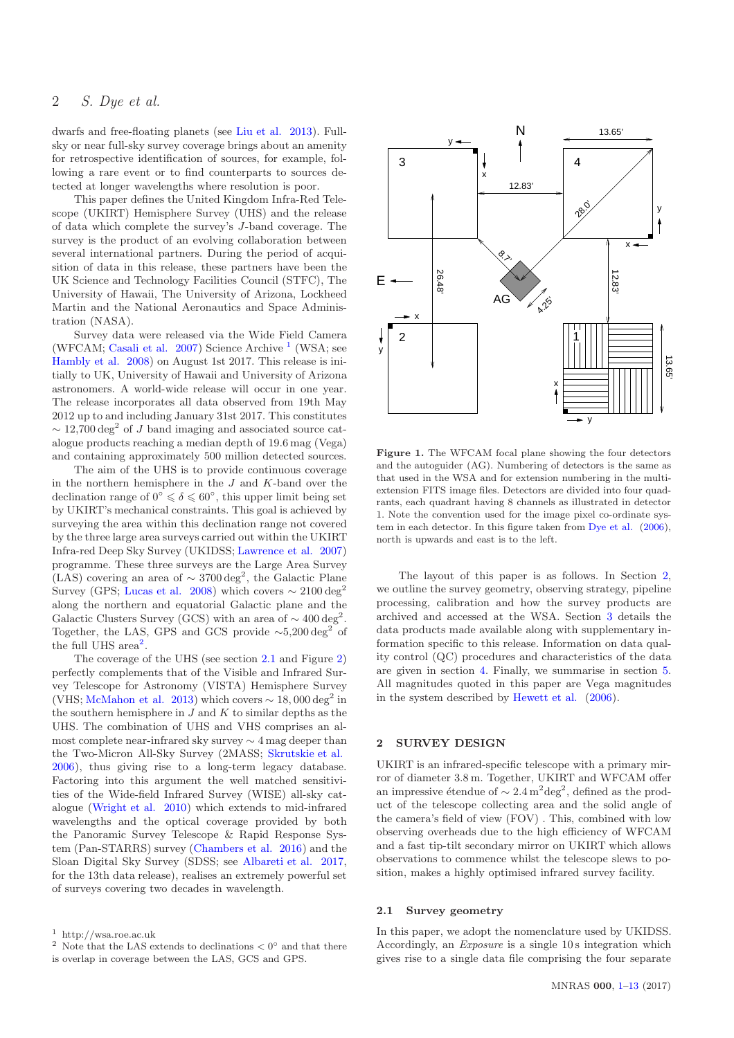dwarfs and free-floating planets (see Liu et al. 2013). Full-sky or near full-sky survey coverage brings about an amenity for retrospective identification of sources, for example, following a rare event or to find counterparts to sources detected at longer wavelengths where resolution is poor.

This paper defines the United Kingdom Infra-Red Telescope (UKIRT) Hemisphere Survey (UHS) and the release of data which complete the survey's $J$-band coverage. The survey is the product of an evolving collaboration between several international partners. During the period of acquisition of data in this release, these partners have been the UK Science and Technology Facilities Council (STFC), The University of Hawaii, The University of Arizona, Lockheed Martin and the National Aeronautics and Space Administration (NASA).

Survey data were released via the Wide Field Camera (WFCAM; Casali et al. 2007) Science Archive [1] (WSA; see Hambly et al. 2008) on August 1st 2017. This release is initially to UK, University of Hawaii and University of Arizona astronomers. A world-wide release will occur in one year. The release incorporates all data observed from 19th May 2012 up to and including January 31st 2017. This constitutes $\sim 12{,}700\,\mathrm{deg}^2$ of $J$ band imaging and associated source catalogue products reaching a median depth of 19.6 mag (Vega) and containing approximately 500 million detected sources.

The aim of the UHS is to provide continuous coverage in the northern hemisphere in the $J$ and $K$-band over the declination range of $0^\circ \leqslant \delta \leqslant 60^\circ$, this upper limit being set by UKIRT's mechanical constraints. This goal is achieved by surveying the area within this declination range not covered by the three large area surveys carried out within the UKIRT Infra-red Deep Sky Survey (UKIDSS; Lawrence et al. 2007) programme. These three surveys are the Large Area Survey (LAS) covering an area of $\sim 3700\,\mathrm{deg}^2$, the Galactic Plane Survey (GPS; Lucas et al. 2008) which covers $\sim 2100\,\mathrm{deg}^2$ along the northern and equatorial Galactic plane and the Galactic Clusters Survey (GCS) with an area of $\sim 400\,\mathrm{deg}^2$. Together, the LAS, GPS and GCS provide $\sim$5,200 $\mathrm{deg}^2$ of the full UHS area[2].

The coverage of the UHS (see section 2.1 and Figure 2) perfectly complements that of the Visible and Infrared Survey Telescope for Astronomy (VISTA) Hemisphere Survey (VHS; McMahon et al. 2013) which covers $\sim 18{,}000\,\mathrm{deg}^2$ in the southern hemisphere in $J$ and $K$ to similar depths as the UHS. The combination of UHS and VHS comprises an almost complete near-infrared sky survey $\sim 4$ mag deeper than the Two-Micron All-Sky Survey (2MASS; Skrutskie et al. 2006), thus giving rise to a long-term legacy database. Factoring into this argument the well matched sensitivities of the Wide-field Infrared Survey (WISE) all-sky catalogue (Wright et al. 2010) which extends to mid-infrared wavelengths and the optical coverage provided by both the Panoramic Survey Telescope & Rapid Response System (Pan-STARRS) survey (Chambers et al. 2016) and the Sloan Digital Sky Survey (SDSS; see Albareti et al. 2017, for the 13th data release), realises an extremely powerful set of surveys covering two decades in wavelength.

[1] http://wsa.roe.ac.uk

[2] Note that the LAS extends to declinations $< 0^\circ$ and that there is overlap in coverage between the LAS, GCS and GPS.

**Figure 1.** The WFCAM focal plane showing the four detectors and the autoguider (AG). Numbering of detectors is the same as that used in the WSA and for extension numbering in the multi-extension FITS image files. Detectors are divided into four quadrants, each quadrant having 8 channels as illustrated in detector 1. Note the convention used for the image pixel co-ordinate system in each detector. In this figure taken from Dye et al. (2006), north is upwards and east is to the left.

The layout of this paper is as follows. In Section 2, we outline the survey geometry, observing strategy, pipeline processing, calibration and how the survey products are archived and accessed at the WSA. Section 3 details the data products made available along with supplementary information specific to this release. Information on data quality control (QC) procedures and characteristics of the data are given in section 4. Finally, we summarise in section 5. All magnitudes quoted in this paper are Vega magnitudes in the system described by Hewett et al. (2006).

## 2 SURVEY DESIGN

UKIRT is an infrared-specific telescope with a primary mirror of diameter 3.8 m. Together, UKIRT and WFCAM offer an impressive étendue of $\sim 2.4\,\mathrm{m}^2\mathrm{deg}^2$, defined as the product of the telescope collecting area and the solid angle of the camera's field of view (FOV) . This, combined with low observing overheads due to the high efficiency of WFCAM and a fast tip-tilt secondary mirror on UKIRT which allows observations to commence whilst the telescope slews to position, makes a highly optimised infrared survey facility.

### 2.1 Survey geometry

In this paper, we adopt the nomenclature used by UKIDSS. Accordingly, an *Exposure* is a single 10 s integration which gives rise to a single data file comprising the four separate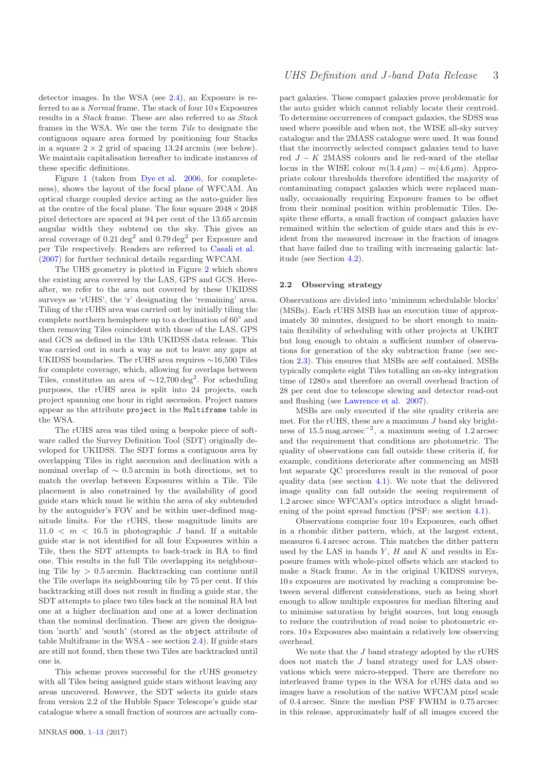detector images. In the WSA (see 2.4), an Exposure is referred to as a *Normal* frame. The stack of four 10 s Exposures results in a *Stack* frame. These are also referred to as *Stack* frames in the WSA. We use the term *Tile* to designate the contiguous square area formed by positioning four Stacks in a square $2 \times 2$ grid of spacing 13.24 arcmin (see below). We maintain capitalisation hereafter to indicate instances of these specific definitions.

Figure 1 (taken from Dye et al. 2006, for completeness), shows the layout of the focal plane of WFCAM. An optical charge coupled device acting as the auto-guider lies at the centre of the focal plane. The four square $2048 \times 2048$ pixel detectors are spaced at 94 per cent of the 13.65 arcmin angular width they subtend on the sky. This gives an areal coverage of 0.21 deg$^2$ and 0.79 deg$^2$ per Exposure and per Tile respectively. Readers are referred to Casali et al. (2007) for further technical details regarding WFCAM.

The UHS geometry is plotted in Figure 2 which shows the existing area covered by the LAS, GPS and GCS. Hereafter, we refer to the area not covered by these UKIDSS surveys as 'rUHS', the 'r' designating the 'remaining' area. Tiling of the rUHS area was carried out by initially tiling the complete northern hemisphere up to a declination of 60° and then removing Tiles coincident with those of the LAS, GPS and GCS as defined in the 13th UKIDSS data release. This was carried out in such a way as not to leave any gaps at UKIDSS boundaries. The rUHS area requires ∼16,500 Tiles for complete coverage, which, allowing for overlaps between Tiles, constitutes an area of ∼12,700 deg$^2$. For scheduling purposes, the rUHS area is split into 24 projects, each project spanning one hour in right ascension. Project names appear as the attribute `project` in the `Multiframe` table in the WSA.

The rUHS area was tiled using a bespoke piece of software called the Survey Definition Tool (SDT) originally developed for UKIDSS. The SDT forms a contiguous area by overlapping Tiles in right ascension and declination with a nominal overlap of ∼ 0.5 arcmin in both directions, set to match the overlap between Exposures within a Tile. Tile placement is also constrained by the availability of good guide stars which must lie within the area of sky subtended by the autoguider's FOV and be within user-defined magnitude limits. For the rUHS, these magnitude limits are $11.0 < m < 16.5$ in photographic $J$ band. If a suitable guide star is not identified for all four Exposures within a Tile, then the SDT attempts to back-track in RA to find one. This results in the full Tile overlapping its neighbouring Tile by > 0.5 arcmin. Backtracking can continue until the Tile overlaps its neighbouring tile by 75 per cent. If this backtracking still does not result in finding a guide star, the SDT attempts to place two tiles back at the nominal RA but one at a higher declination and one at a lower declination than the nominal declination. These are given the designation 'north' and 'south' (stored as the `object` attribute of table Multiframe in the WSA - see section 2.4). If guide stars are still not found, then these two Tiles are backtracked until one is.

This scheme proves successful for the rUHS geometry with all Tiles being assigned guide stars without leaving any areas uncovered. However, the SDT selects its guide stars from version 2.2 of the Hubble Space Telescope's guide star catalogue where a small fraction of sources are actually compact galaxies. These compact galaxies prove problematic for the auto guider which cannot reliably locate their centroid. To determine occurrences of compact galaxies, the SDSS was used where possible and when not, the WISE all-sky survey catalogue and the 2MASS catalogue were used. It was found that the incorrectly selected compact galaxies tend to have red $J-K$ 2MASS colours and lie red-ward of the stellar locus in the WISE colour $m(3.4\,\mu\mathrm{m}) - m(4.6\,\mu\mathrm{m})$. Appropriate colour thresholds therefore identified the majority of contaminating compact galaxies which were replaced manually, occasionally requiring Exposure frames to be offset from their nominal position within problematic Tiles. Despite these efforts, a small fraction of compact galaxies have remained within the selection of guide stars and this is evident from the measured increase in the fraction of images that have failed due to trailing with increasing galactic latitude (see Section 4.2).

### 2.2 Observing strategy

Observations are divided into 'minimum schedulable blocks' (MSBs). Each rUHS MSB has an execution time of approximately 30 minutes, designed to be short enough to maintain flexibility of scheduling with other projects at UKIRT but long enough to obtain a sufficient number of observations for generation of the sky subtraction frame (see section 2.3). This ensures that MSBs are self contained. MSBs typically complete eight Tiles totalling an on-sky integration time of 1280 s and therefore an overall overhead fraction of 28 per cent due to telescope slewing and detector read-out and flushing (see Lawrence et al. 2007).

MSBs are only executed if the site quality criteria are met. For the rUHS, these are a maximum $J$ band sky brightness of 15.5 mag.arcsec$^{-2}$, a maximum seeing of 1.2 arcsec and the requirement that conditions are photometric. The quality of observations can fall outside these criteria if, for example, conditions deteriorate after commencing an MSB but separate QC procedures result in the removal of poor quality data (see section 4.1). We note that the delivered image quality can fall outside the seeing requirement of 1.2 arcsec since WFCAM's optics introduce a slight broadening of the point spread function (PSF; see section 4.1).

Observations comprise four 10 s Exposures, each offset in a rhombic dither pattern, which, at the largest extent, measures 6.4 arcsec across. This matches the dither pattern used by the LAS in bands $Y$, $H$ and $K$ and results in Exposure frames with whole-pixel offsets which are stacked to make a Stack frame. As in the original UKIDSS surveys, 10 s exposures are motivated by reaching a compromise between several different considerations, such as being short enough to allow multiple exposures for median filtering and to minimise saturation by bright sources, but long enough to reduce the contribution of read noise to photometric errors. 10 s Exposures also maintain a relatively low observing overhead.

We note that the $J$ band strategy adopted by the rUHS does not match the $J$ band strategy used for LAS observations which were micro-stepped. There are therefore no interleaved frame types in the WSA for rUHS data and so images have a resolution of the native WFCAM pixel scale of 0.4 arcsec. Since the median PSF FWHM is 0.75 arcsec in this release, approximately half of all images exceed the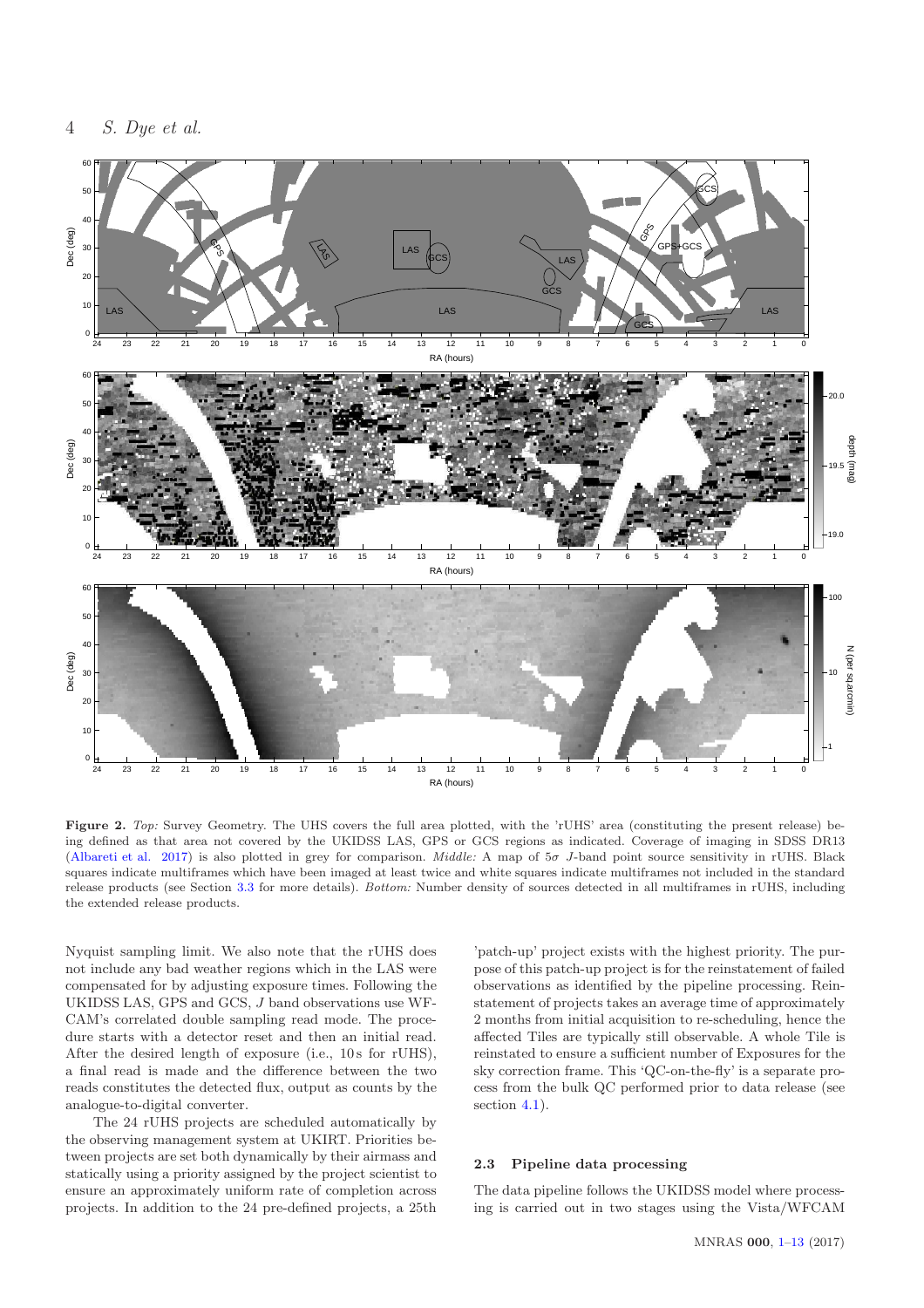**Figure 2.** *Top:* Survey Geometry. The UHS covers the full area plotted, with the 'rUHS' area (constituting the present release) being defined as that area not covered by the UKIDSS LAS, GPS or GCS regions as indicated. Coverage of imaging in SDSS DR13 (Albareti et al. 2017) is also plotted in grey for comparison. *Middle:* A map of $5\sigma$ $J$-band point source sensitivity in rUHS. Black squares indicate multiframes which have been imaged at least twice and white squares indicate multiframes not included in the standard release products (see Section 3.3 for more details). *Bottom:* Number density of sources detected in all multiframes in rUHS, including the extended release products.

Nyquist sampling limit. We also note that the rUHS does not include any bad weather regions which in the LAS were compensated for by adjusting exposure times. Following the UKIDSS LAS, GPS and GCS, $J$ band observations use WFCAM's correlated double sampling read mode. The procedure starts with a detector reset and then an initial read. After the desired length of exposure (i.e., 10 s for rUHS), a final read is made and the difference between the two reads constitutes the detected flux, output as counts by the analogue-to-digital converter.

The 24 rUHS projects are scheduled automatically by the observing management system at UKIRT. Priorities between projects are set both dynamically by their airmass and statically using a priority assigned by the project scientist to ensure an approximately uniform rate of completion across projects. In addition to the 24 pre-defined projects, a 25th 'patch-up' project exists with the highest priority. The purpose of this patch-up project is for the reinstatement of failed observations as identified by the pipeline processing. Reinstatement of projects takes an average time of approximately 2 months from initial acquisition to re-scheduling, hence the affected Tiles are typically still observable. A whole Tile is reinstated to ensure a sufficient number of Exposures for the sky correction frame. This 'QC-on-the-fly' is a separate process from the bulk QC performed prior to data release (see section 4.1).

### 2.3 Pipeline data processing

The data pipeline follows the UKIDSS model where processing is carried out in two stages using the Vista/WFCAM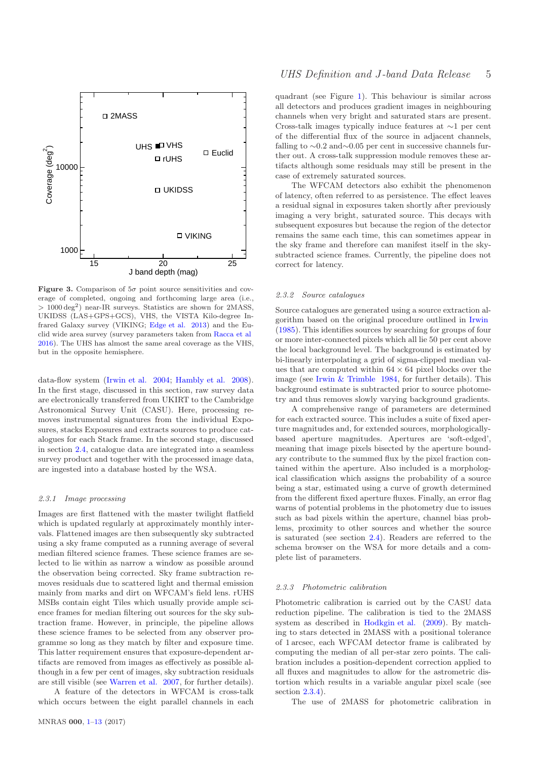**Figure 3.** Comparison of $5\sigma$ point source sensitivities and coverage of completed, ongoing and forthcoming large area (i.e., $> 1000\,\mathrm{deg}^2$) near-IR surveys. Statistics are shown for 2MASS, UKIDSS (LAS+GPS+GCS), VHS, the VISTA Kilo-degree Infrared Galaxy survey (VIKING; Edge et al. 2013) and the Euclid wide area survey (survey parameters taken from Racca et al 2016). The UHS has almost the same areal coverage as the VHS, but in the opposite hemisphere.

data-flow system (Irwin et al. 2004; Hambly et al. 2008). In the first stage, discussed in this section, raw survey data are electronically transferred from UKIRT to the Cambridge Astronomical Survey Unit (CASU). Here, processing removes instrumental signatures from the individual Exposures, stacks Exposures and extracts sources to produce catalogues for each Stack frame. In the second stage, discussed in section 2.4, catalogue data are integrated into a seamless survey product and together with the processed image data, are ingested into a database hosted by the WSA.

#### 2.3.1 Image processing

Images are first flattened with the master twilight flatfield which is updated regularly at approximately monthly intervals. Flattened images are then subsequently sky subtracted using a sky frame computed as a running average of several median filtered science frames. These science frames are selected to lie within as narrow a window as possible around the observation being corrected. Sky frame subtraction removes residuals due to scattered light and thermal emission mainly from marks and dirt on WFCAM's field lens. rUHS MSBs contain eight Tiles which usually provide ample science frames for median filtering out sources for the sky subtraction frame. However, in principle, the pipeline allows these science frames to be selected from any observer programme so long as they match by filter and exposure time. This latter requirement ensures that exposure-dependent artifacts are removed from images as effectively as possible although in a few per cent of images, sky subtraction residuals are still visible (see Warren et al. 2007, for further details).

A feature of the detectors in WFCAM is cross-talk which occurs between the eight parallel channels in each quadrant (see Figure 1). This behaviour is similar across all detectors and produces gradient images in neighbouring channels when very bright and saturated stars are present. Cross-talk images typically induce features at $\sim$1 per cent of the differential flux of the source in adjacent channels, falling to $\sim$0.2 and$\sim$0.05 per cent in successive channels further out. A cross-talk suppression module removes these artifacts although some residuals may still be present in the case of extremely saturated sources.

The WFCAM detectors also exhibit the phenomenon of latency, often referred to as persistence. The effect leaves a residual signal in exposures taken shortly after previously imaging a very bright, saturated source. This decays with subsequent exposures but because the region of the detector remains the same each time, this can sometimes appear in the sky frame and therefore can manifest itself in the sky-subtracted science frames. Currently, the pipeline does not correct for latency.

#### 2.3.2 Source catalogues

Source catalogues are generated using a source extraction algorithm based on the original procedure outlined in Irwin (1985). This identifies sources by searching for groups of four or more inter-connected pixels which all lie 50 per cent above the local background level. The background is estimated by bi-linearly interpolating a grid of sigma-clipped median values that are computed within $64 \times 64$ pixel blocks over the image (see Irwin & Trimble 1984, for further details). This background estimate is subtracted prior to source photometry and thus removes slowly varying background gradients.

A comprehensive range of parameters are determined for each extracted source. This includes a suite of fixed aperture magnitudes and, for extended sources, morphologically-based aperture magnitudes. Apertures are 'soft-edged', meaning that image pixels bisected by the aperture boundary contribute to the summed flux by the pixel fraction contained within the aperture. Also included is a morphological classification which assigns the probability of a source being a star, estimated using a curve of growth determined from the different fixed aperture fluxes. Finally, an error flag warns of potential problems in the photometry due to issues such as bad pixels within the aperture, channel bias problems, proximity to other sources and whether the source is saturated (see section 2.4). Readers are referred to the schema browser on the WSA for more details and a complete list of parameters.

#### 2.3.3 Photometric calibration

Photometric calibration is carried out by the CASU data reduction pipeline. The calibration is tied to the 2MASS system as described in Hodgkin et al. (2009). By matching to stars detected in 2MASS with a positional tolerance of 1 arcsec, each WFCAM detector frame is calibrated by computing the median of all per-star zero points. The calibration includes a position-dependent correction applied to all fluxes and magnitudes to allow for the astrometric distortion which results in a variable angular pixel scale (see section 2.3.4).

The use of 2MASS for photometric calibration in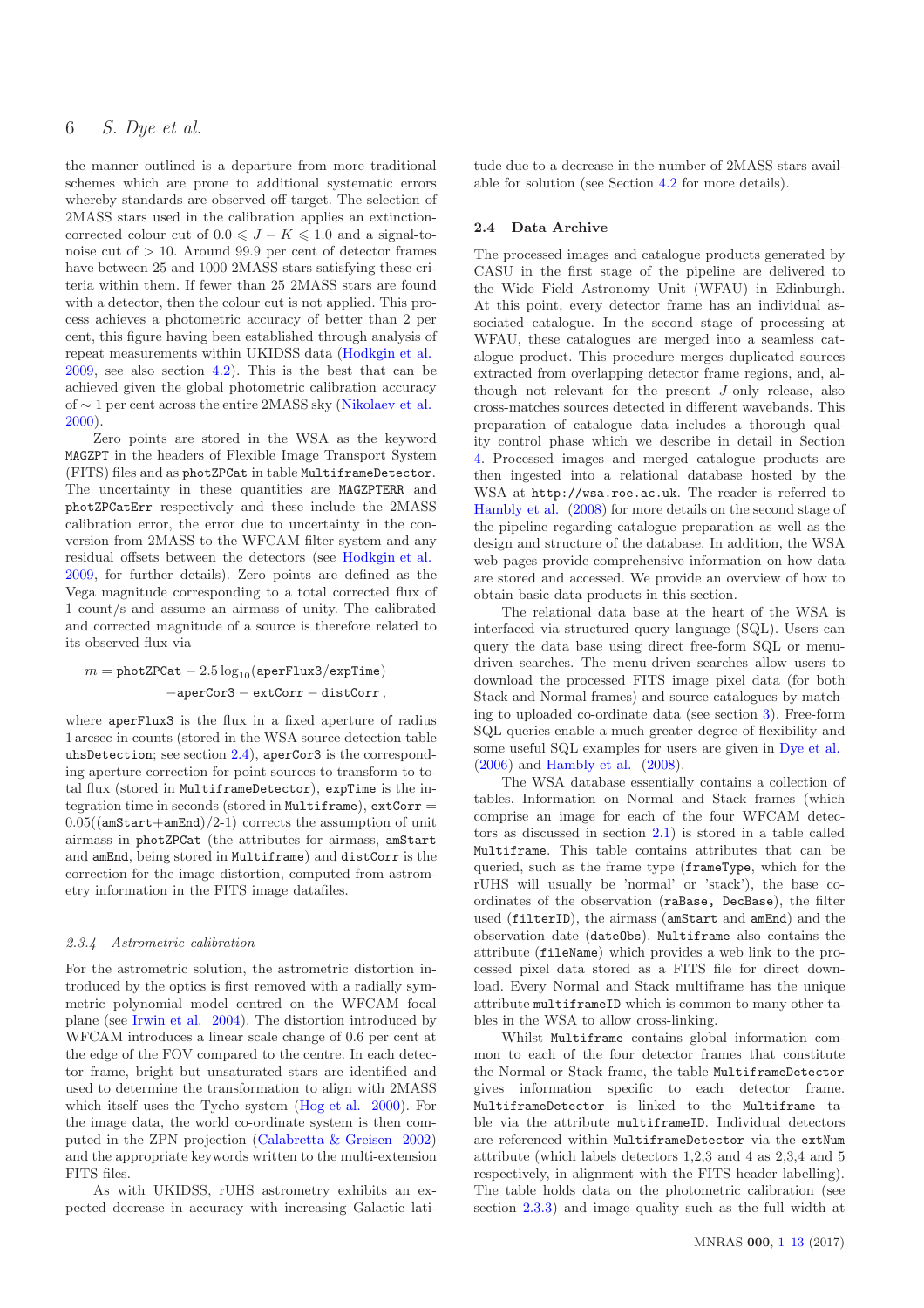the manner outlined is a departure from more traditional schemes which are prone to additional systematic errors whereby standards are observed off-target. The selection of 2MASS stars used in the calibration applies an extinction-corrected colour cut of $0.0 \leqslant J-K \leqslant 1.0$ and a signal-to-noise cut of $> 10$. Around 99.9 per cent of detector frames have between 25 and 1000 2MASS stars satisfying these criteria within them. If fewer than 25 2MASS stars are found with a detector, then the colour cut is not applied. This process achieves a photometric accuracy of better than 2 per cent, this figure having been established through analysis of repeat measurements within UKIDSS data (Hodgkin et al. 2009, see also section 4.2). This is the best that can be achieved given the global photometric calibration accuracy of $\sim 1$ per cent across the entire 2MASS sky (Nikolaev et al. 2000).

Zero points are stored in the WSA as the keyword `MAGZPT` in the headers of Flexible Image Transport System (FITS) files and as `photZPCat` in table `MultiframeDetector`. The uncertainty in these quantities are `MAGZPTERR` and `photZPCatErr` respectively and these include the 2MASS calibration error, the error due to uncertainty in the conversion from 2MASS to the WFCAM filter system and any residual offsets between the detectors (see Hodgkin et al. 2009, for further details). Zero points are defined as the Vega magnitude corresponding to a total corrected flux of 1 count/s and assume an airmass of unity. The calibrated and corrected magnitude of a source is therefore related to its observed flux via

$$m = \texttt{photZPCat} - 2.5\log_{10}(\texttt{aperFlux3}/\texttt{expTime}) \\ -\texttt{aperCor3} - \texttt{extCorr} - \texttt{distCorr}\,,$$

where `aperFlux3` is the flux in a fixed aperture of radius 1 arcsec in counts (stored in the WSA source detection table `uhsDetection`; see section 2.4), `aperCor3` is the corresponding aperture correction for point sources to transform to total flux (stored in `MultiframeDetector`), `expTime` is the integration time in seconds (stored in `Multiframe`), `extCorr` = 0.05((`amStart`+`amEnd`)/2-1) corrects the assumption of unit airmass in `photZPCat` (the attributes for airmass, `amStart` and `amEnd`, being stored in `Multiframe`) and `distCorr` is the correction for the image distortion, computed from astrometry information in the FITS image datafiles.

#### 2.3.4 Astrometric calibration

For the astrometric solution, the astrometric distortion introduced by the optics is first removed with a radially symmetric polynomial model centred on the WFCAM focal plane (see Irwin et al. 2004). The distortion introduced by WFCAM introduces a linear scale change of 0.6 per cent at the edge of the FOV compared to the centre. In each detector frame, bright but unsaturated stars are identified and used to determine the transformation to align with 2MASS which itself uses the Tycho system (Hog et al. 2000). For the image data, the world co-ordinate system is then computed in the ZPN projection (Calabretta & Greisen 2002) and the appropriate keywords written to the multi-extension FITS files.

As with UKIDSS, rUHS astrometry exhibits an expected decrease in accuracy with increasing Galactic latitude due to a decrease in the number of 2MASS stars available for solution (see Section 4.2 for more details).

### 2.4 Data Archive

The processed images and catalogue products generated by CASU in the first stage of the pipeline are delivered to the Wide Field Astronomy Unit (WFAU) in Edinburgh. At this point, every detector frame has an individual associated catalogue. In the second stage of processing at WFAU, these catalogues are merged into a seamless catalogue product. This procedure merges duplicated sources extracted from overlapping detector frame regions, and, although not relevant for the present $J$-only release, also cross-matches sources detected in different wavebands. This preparation of catalogue data includes a thorough quality control phase which we describe in detail in Section 4. Processed images and merged catalogue products are then ingested into a relational database hosted by the WSA at `http://wsa.roe.ac.uk`. The reader is referred to Hambly et al. (2008) for more details on the second stage of the pipeline regarding catalogue preparation as well as the design and structure of the database. In addition, the WSA web pages provide comprehensive information on how data are stored and accessed. We provide an overview of how to obtain basic data products in this section.

The relational data base at the heart of the WSA is interfaced via structured query language (SQL). Users can query the data base using direct free-form SQL or menu-driven searches. The menu-driven searches allow users to download the processed FITS image pixel data (for both Stack and Normal frames) and source catalogues by matching to uploaded co-ordinate data (see section 3). Free-form SQL queries enable a much greater degree of flexibility and some useful SQL examples for users are given in Dye et al. (2006) and Hambly et al. (2008).

The WSA database essentially contains a collection of tables. Information on Normal and Stack frames (which comprise an image for each of the four WFCAM detectors as discussed in section 2.1) is stored in a table called `Multiframe`. This table contains attributes that can be queried, such as the frame type (`frameType`, which for the rUHS will usually be 'normal' or 'stack'), the base co-ordinates of the observation (`raBase, DecBase`), the filter used (`filterID`), the airmass (`amStart` and `amEnd`) and the observation date (`dateObs`). `Multiframe` also contains the attribute (`fileName`) which provides a web link to the processed pixel data stored as a FITS file for direct download. Every Normal and Stack multiframe has the unique attribute `multiframeID` which is common to many other tables in the WSA to allow cross-linking.

Whilst `Multiframe` contains global information common to each of the four detector frames that constitute the Normal or Stack frame, the table `MultiframeDetector` gives information specific to each detector frame. `MultiframeDetector` is linked to the `Multiframe` table via the attribute `multiframeID`. Individual detectors are referenced within `MultiframeDetector` via the `extNum` attribute (which labels detectors 1,2,3 and 4 as 2,3,4 and 5 respectively, in alignment with the FITS header labelling). The table holds data on the photometric calibration (see section 2.3.3) and image quality such as the full width at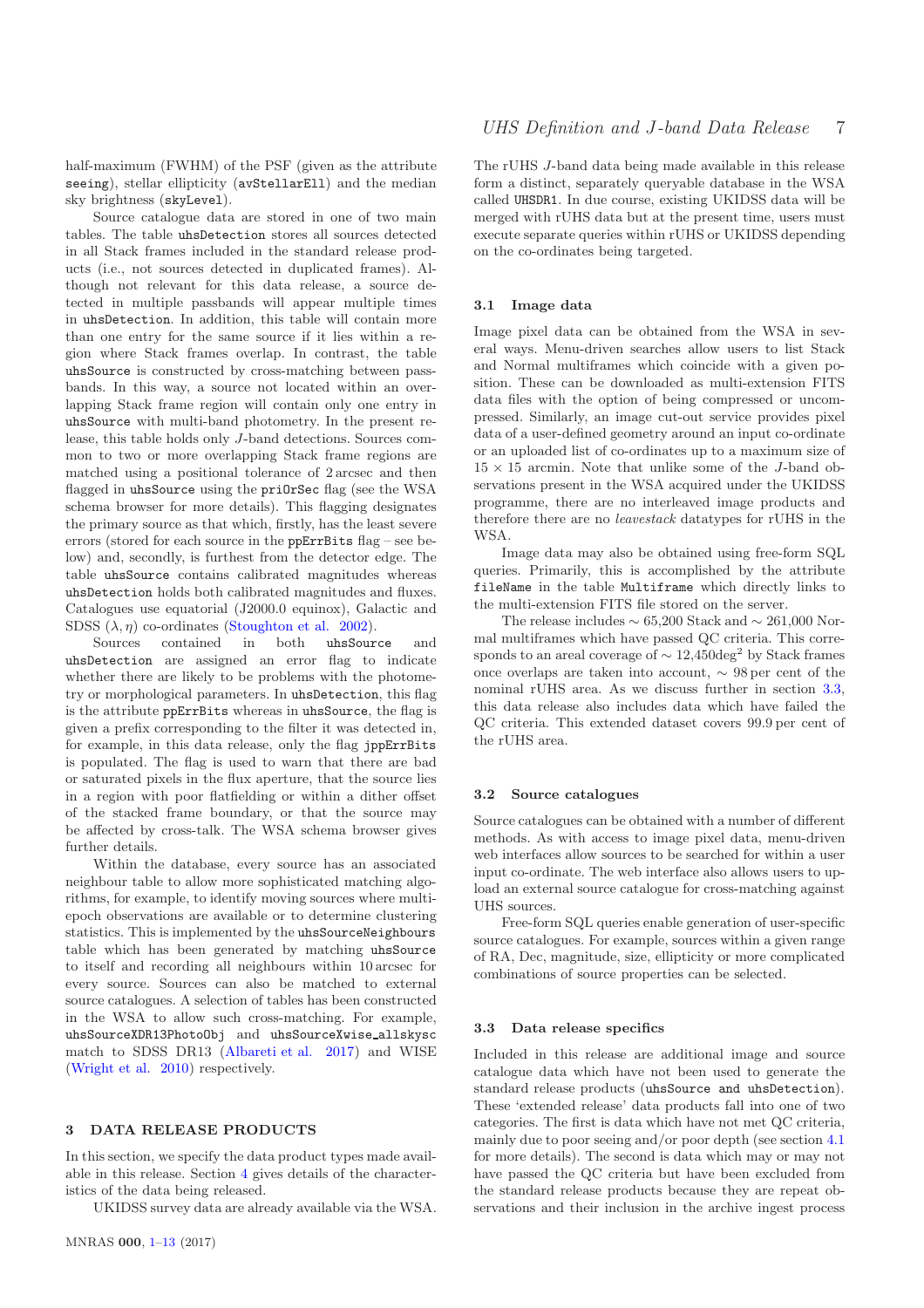half-maximum (FWHM) of the PSF (given as the attribute seeing), stellar ellipticity (avStellarEll) and the median sky brightness (skyLevel).

Source catalogue data are stored in one of two main tables. The table uhsDetection stores all sources detected in all Stack frames included in the standard release products (i.e., not sources detected in duplicated frames). Although not relevant for this data release, a source detected in multiple passbands will appear multiple times in uhsDetection. In addition, this table will contain more than one entry for the same source if it lies within a region where Stack frames overlap. In contrast, the table uhsSource is constructed by cross-matching between passbands. In this way, a source not located within an overlapping Stack frame region will contain only one entry in uhsSource with multi-band photometry. In the present release, this table holds only $J$-band detections. Sources common to two or more overlapping Stack frame regions are matched using a positional tolerance of 2 arcsec and then flagged in uhsSource using the priOrSec flag (see the WSA schema browser for more details). This flagging designates the primary source as that which, firstly, has the least severe errors (stored for each source in the ppErrBits flag – see below) and, secondly, is furthest from the detector edge. The table uhsSource contains calibrated magnitudes whereas uhsDetection holds both calibrated magnitudes and fluxes. Catalogues use equatorial (J2000.0 equinox), Galactic and SDSS $(\lambda, \eta)$ co-ordinates (Stoughton et al. 2002).

Sources contained in both uhsSource and uhsDetection are assigned an error flag to indicate whether there are likely to be problems with the photometry or morphological parameters. In uhsDetection, this flag is the attribute ppErrBits whereas in uhsSource, the flag is given a prefix corresponding to the filter it was detected in, for example, in this data release, only the flag jppErrBits is populated. The flag is used to warn that there are bad or saturated pixels in the flux aperture, that the source lies in a region with poor flatfielding or within a dither offset of the stacked frame boundary, or that the source may be affected by cross-talk. The WSA schema browser gives further details.

Within the database, every source has an associated neighbour table to allow more sophisticated matching algorithms, for example, to identify moving sources where multi-epoch observations are available or to determine clustering statistics. This is implemented by the uhsSourceNeighbours table which has been generated by matching uhsSource to itself and recording all neighbours within 10 arcsec for every source. Sources can also be matched to external source catalogues. A selection of tables has been constructed in the WSA to allow such cross-matching. For example, uhsSourceXDR13PhotoObj and uhsSourceXwise_allskysc match to SDSS DR13 (Albareti et al. 2017) and WISE (Wright et al. 2010) respectively.

# 3 DATA RELEASE PRODUCTS

In this section, we specify the data product types made available in this release. Section 4 gives details of the characteristics of the data being released.

UKIDSS survey data are already available via the WSA. The rUHS $J$-band data being made available in this release form a distinct, separately queryable database in the WSA called UHSDR1. In due course, existing UKIDSS data will be merged with rUHS data but at the present time, users must execute separate queries within rUHS or UKIDSS depending on the co-ordinates being targeted.

## 3.1 Image data

Image pixel data can be obtained from the WSA in several ways. Menu-driven searches allow users to list Stack and Normal multiframes which coincide with a given position. These can be downloaded as multi-extension FITS data files with the option of being compressed or uncompressed. Similarly, an image cut-out service provides pixel data of a user-defined geometry around an input co-ordinate or an uploaded list of co-ordinates up to a maximum size of $15 \times 15$ arcmin. Note that unlike some of the $J$-band observations present in the WSA acquired under the UKIDSS programme, there are no interleaved image products and therefore there are no *leavestack* datatypes for rUHS in the WSA.

Image data may also be obtained using free-form SQL queries. Primarily, this is accomplished by the attribute fileName in the table Multiframe which directly links to the multi-extension FITS file stored on the server.

The release includes $\sim 65{,}200$ Stack and $\sim 261{,}000$ Normal multiframes which have passed QC criteria. This corresponds to an areal coverage of $\sim 12{,}450\mathrm{deg}^2$ by Stack frames once overlaps are taken into account, $\sim 98$ per cent of the nominal rUHS area. As we discuss further in section 3.3, this data release also includes data which have failed the QC criteria. This extended dataset covers 99.9 per cent of the rUHS area.

## 3.2 Source catalogues

Source catalogues can be obtained with a number of different methods. As with access to image pixel data, menu-driven web interfaces allow sources to be searched for within a user input co-ordinate. The web interface also allows users to upload an external source catalogue for cross-matching against UHS sources.

Free-form SQL queries enable generation of user-specific source catalogues. For example, sources within a given range of RA, Dec, magnitude, size, ellipticity or more complicated combinations of source properties can be selected.

## 3.3 Data release specifics

Included in this release are additional image and source catalogue data which have not been used to generate the standard release products (uhsSource and uhsDetection). These 'extended release' data products fall into one of two categories. The first is data which have not met QC criteria, mainly due to poor seeing and/or poor depth (see section 4.1 for more details). The second is data which may or may not have passed the QC criteria but have been excluded from the standard release products because they are repeat observations and their inclusion in the archive ingest process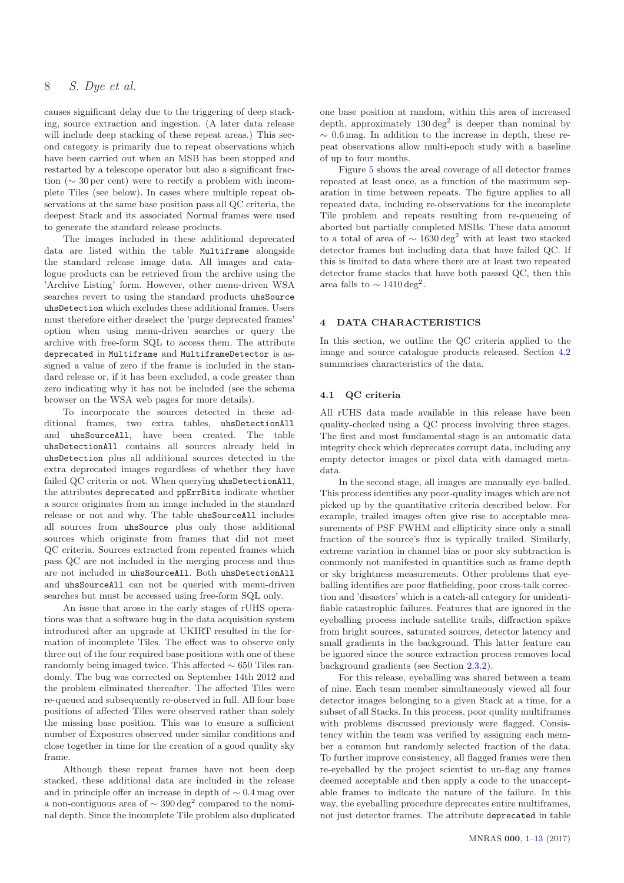causes significant delay due to the triggering of deep stacking, source extraction and ingestion. (A later data release will include deep stacking of these repeat areas.) This second category is primarily due to repeat observations which have been carried out when an MSB has been stopped and restarted by a telescope operator but also a significant fraction ($\sim 30$ per cent) were to rectify a problem with incomplete Tiles (see below). In cases where multiple repeat observations at the same base position pass all QC criteria, the deepest Stack and its associated Normal frames were used to generate the standard release products.

The images included in these additional deprecated data are listed within the table `Multiframe` alongside the standard release image data. All images and catalogue products can be retrieved from the archive using the 'Archive Listing' form. However, other menu-driven WSA searches revert to using the standard products `uhsSource` `uhsDetection` which excludes these additional frames. Users must therefore either deselect the 'purge deprecated frames' option when using menu-driven searches or query the archive with free-form SQL to access them. The attribute `deprecated` in `Multiframe` and `MultiframeDetector` is assigned a value of zero if the frame is included in the standard release or, if it has been excluded, a code greater than zero indicating why it has not been included (see the schema browser on the WSA web pages for more details).

To incorporate the sources detected in these additional frames, two extra tables, `uhsDetectionAll` and `uhsSourceAll`, have been created. The table `uhsDetectionAll` contains all sources already held in `uhsDetection` plus all additional sources detected in the extra deprecated images regardless of whether they have failed QC criteria or not. When querying `uhsDetectionAll`, the attributes `deprecated` and `ppErrBits` indicate whether a source originates from an image included in the standard release or not and why. The table `uhsSourceAll` includes all sources from `uhsSource` plus only those additional sources which originate from frames that did not meet QC criteria. Sources extracted from repeated frames which pass QC are not included in the merging process and thus are not included in `uhsSourceAll`. Both `uhsDetectionAll` and `uhsSourceAll` can not be queried with menu-driven searches but must be accessed using free-form SQL only.

An issue that arose in the early stages of rUHS operations was that a software bug in the data acquisition system introduced after an upgrade at UKIRT resulted in the formation of incomplete Tiles. The effect was to observe only three out of the four required base positions with one of these randomly being imaged twice. This affected $\sim 650$ Tiles randomly. The bug was corrected on September 14th 2012 and the problem eliminated thereafter. The affected Tiles were re-queued and subsequently re-observed in full. All four base positions of affected Tiles were observed rather than solely the missing base position. This was to ensure a sufficient number of Exposures observed under similar conditions and close together in time for the creation of a good quality sky frame.

Although these repeat frames have not been deep stacked, these additional data are included in the release and in principle offer an increase in depth of $\sim 0.4$ mag over a non-contiguous area of $\sim 390\,\mathrm{deg}^2$ compared to the nominal depth. Since the incomplete Tile problem also duplicated one base position at random, within this area of increased depth, approximately $130\,\mathrm{deg}^2$ is deeper than nominal by $\sim 0.6$ mag. In addition to the increase in depth, these repeat observations allow multi-epoch study with a baseline of up to four months.

Figure 5 shows the areal coverage of all detector frames repeated at least once, as a function of the maximum separation in time between repeats. The figure applies to all repeated data, including re-observations for the incomplete Tile problem and repeats resulting from re-queueing of aborted but partially completed MSBs. These data amount to a total of area of $\sim 1630\,\mathrm{deg}^2$ with at least two stacked detector frames but including data that have failed QC. If this is limited to data where there are at least two repeated detector frame stacks that have both passed QC, then this area falls to $\sim 1410\,\mathrm{deg}^2$.

## 4 DATA CHARACTERISTICS

In this section, we outline the QC criteria applied to the image and source catalogue products released. Section 4.2 summarises characteristics of the data.

### 4.1 QC criteria

All rUHS data made available in this release have been quality-checked using a QC process involving three stages. The first and most fundamental stage is an automatic data integrity check which deprecates corrupt data, including any empty detector images or pixel data with damaged metadata.

In the second stage, all images are manually eye-balled. This process identifies any poor-quality images which are not picked up by the quantitative criteria described below. For example, trailed images often give rise to acceptable measurements of PSF FWHM and ellipticity since only a small fraction of the source's flux is typically trailed. Similarly, extreme variation in channel bias or poor sky subtraction is commonly not manifested in quantities such as frame depth or sky brightness measurements. Other problems that eyeballing identifies are poor flatfielding, poor cross-talk correction and 'disasters' which is a catch-all category for unidentifiable catastrophic failures. Features that are ignored in the eyeballing process include satellite trails, diffraction spikes from bright sources, saturated sources, detector latency and small gradients in the background. This latter feature can be ignored since the source extraction process removes local background gradients (see Section 2.3.2).

For this release, eyeballing was shared between a team of nine. Each team member simultaneously viewed all four detector images belonging to a given Stack at a time, for a subset of all Stacks. In this process, poor quality multiframes with problems discussed previously were flagged. Consistency within the team was verified by assigning each member a common but randomly selected fraction of the data. To further improve consistency, all flagged frames were then re-eyeballed by the project scientist to un-flag any frames deemed acceptable and then apply a code to the unacceptable frames to indicate the nature of the failure. In this way, the eyeballing procedure deprecates entire multiframes, not just detector frames. The attribute `deprecated` in table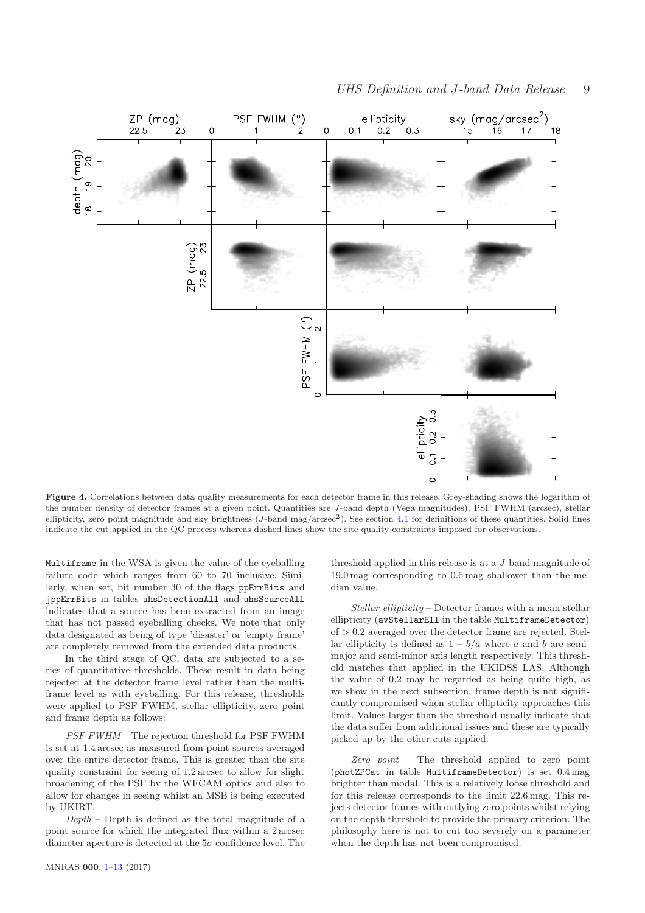**Figure 4.** Correlations between data quality measurements for each detector frame in this release. Grey-shading shows the logarithm of the number density of detector frames at a given point. Quantities are $J$-band depth (Vega magnitudes), PSF FWHM (arcsec), stellar ellipticity, zero point magnitude and sky brightness ($J$-band mag/arcsec$^2$). See section 4.1 for definitions of these quantities. Solid lines indicate the cut applied in the QC process whereas dashed lines show the site quality constraints imposed for observations.

`Multiframe` in the WSA is given the value of the eyeballing failure code which ranges from 60 to 70 inclusive. Similarly, when set, bit number 30 of the flags `ppErrBits` and `jppErrBits` in tables `uhsDetectionAll` and `uhsSourceAll` indicates that a source has been extracted from an image that has not passed eyeballing checks. We note that only data designated as being of type 'disaster' or 'empty frame' are completely removed from the extended data products.

In the third stage of QC, data are subjected to a series of quantitative thresholds. These result in data being rejected at the detector frame level rather than the multiframe level as with eyeballing. For this release, thresholds were applied to PSF FWHM, stellar ellipticity, zero point and frame depth as follows:

*PSF FWHM* – The rejection threshold for PSF FWHM is set at 1.4 arcsec as measured from point sources averaged over the entire detector frame. This is greater than the site quality constraint for seeing of 1.2 arcsec to allow for slight broadening of the PSF by the WFCAM optics and also to allow for changes in seeing whilst an MSB is being executed by UKIRT.

*Depth* – Depth is defined as the total magnitude of a point source for which the integrated flux within a 2 arcsec diameter aperture is detected at the $5\sigma$ confidence level. The threshold applied in this release is at a $J$-band magnitude of 19.0 mag corresponding to 0.6 mag shallower than the median value.

*Stellar ellipticity* – Detector frames with a mean stellar ellipticity (`avStellarEll` in the table `MultiframeDetector`) of $> 0.2$ averaged over the detector frame are rejected. Stellar ellipticity is defined as $1 - b/a$ where $a$ and $b$ are semi-major and semi-minor axis length respectively. This threshold matches that applied in the UKIDSS LAS. Although the value of 0.2 may be regarded as being quite high, as we show in the next subsection, frame depth is not significantly compromised when stellar ellipticity approaches this limit. Values larger than the threshold usually indicate that the data suffer from additional issues and these are typically picked up by the other cuts applied.

*Zero point* – The threshold applied to zero point (`photZPCat` in table `MultiframeDetector`) is set 0.4 mag brighter than modal. This is a relatively loose threshold and for this release corresponds to the limit 22.6 mag. This rejects detector frames with outlying zero points whilst relying on the depth threshold to provide the primary criterion. The philosophy here is not to cut too severely on a parameter when the depth has not been compromised.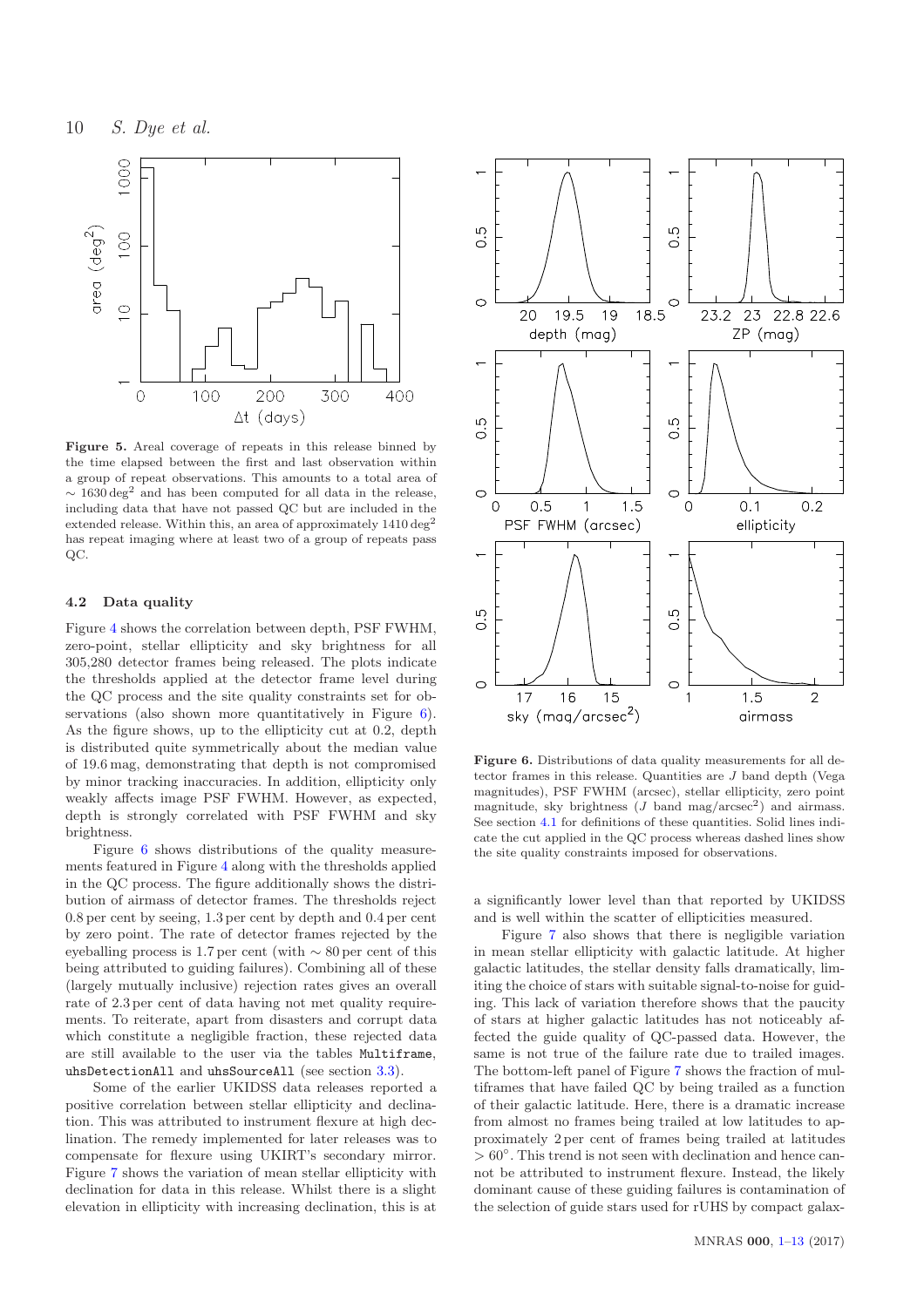**Figure 5.** Areal coverage of repeats in this release binned by the time elapsed between the first and last observation within a group of repeat observations. This amounts to a total area of $\sim 1630\,\text{deg}^2$ and has been computed for all data in the release, including data that have not passed QC but are included in the extended release. Within this, an area of approximately $1410\,\text{deg}^2$ has repeat imaging where at least two of a group of repeats pass QC.

### 4.2 Data quality

Figure 4 shows the correlation between depth, PSF FWHM, zero-point, stellar ellipticity and sky brightness for all 305,280 detector frames being released. The plots indicate the thresholds applied at the detector frame level during the QC process and the site quality constraints set for observations (also shown more quantitatively in Figure 6). As the figure shows, up to the ellipticity cut at 0.2, depth is distributed quite symmetrically about the median value of 19.6 mag, demonstrating that depth is not compromised by minor tracking inaccuracies. In addition, ellipticity only weakly affects image PSF FWHM. However, as expected, depth is strongly correlated with PSF FWHM and sky brightness.

Figure 6 shows distributions of the quality measurements featured in Figure 4 along with the thresholds applied in the QC process. The figure additionally shows the distribution of airmass of detector frames. The thresholds reject 0.8 per cent by seeing, 1.3 per cent by depth and 0.4 per cent by zero point. The rate of detector frames rejected by the eyeballing process is 1.7 per cent (with $\sim 80$ per cent of this being attributed to guiding failures). Combining all of these (largely mutually inclusive) rejection rates gives an overall rate of 2.3 per cent of data having not met quality requirements. To reiterate, apart from disasters and corrupt data which constitute a negligible fraction, these rejected data are still available to the user via the tables `Multiframe`, `uhsDetectionAll` and `uhsSourceAll` (see section 3.3).

Some of the earlier UKIDSS data releases reported a positive correlation between stellar ellipticity and declination. This was attributed to instrument flexure at high declination. The remedy implemented for later releases was to compensate for flexure using UKIRT's secondary mirror. Figure 7 shows the variation of mean stellar ellipticity with declination for data in this release. Whilst there is a slight elevation in ellipticity with increasing declination, this is at a significantly lower level than that reported by UKIDSS and is well within the scatter of ellipticities measured.

**Figure 6.** Distributions of data quality measurements for all detector frames in this release. Quantities are $J$ band depth (Vega magnitudes), PSF FWHM (arcsec), stellar ellipticity, zero point magnitude, sky brightness ($J$ band mag/arcsec$^2$) and airmass. See section 4.1 for definitions of these quantities. Solid lines indicate the cut applied in the QC process whereas dashed lines show the site quality constraints imposed for observations.

Figure 7 also shows that there is negligible variation in mean stellar ellipticity with galactic latitude. At higher galactic latitudes, the stellar density falls dramatically, limiting the choice of stars with suitable signal-to-noise for guiding. This lack of variation therefore shows that the paucity of stars at higher galactic latitudes has not noticeably affected the guide quality of QC-passed data. However, the same is not true of the failure rate due to trailed images. The bottom-left panel of Figure 7 shows the fraction of multiframes that have failed QC by being trailed as a function of their galactic latitude. Here, there is a dramatic increase from almost no frames being trailed at low latitudes to approximately 2 per cent of frames being trailed at latitudes $> 60^\circ$. This trend is not seen with declination and hence cannot be attributed to instrument flexure. Instead, the likely dominant cause of these guiding failures is contamination of the selection of guide stars used for rUHS by compact galax-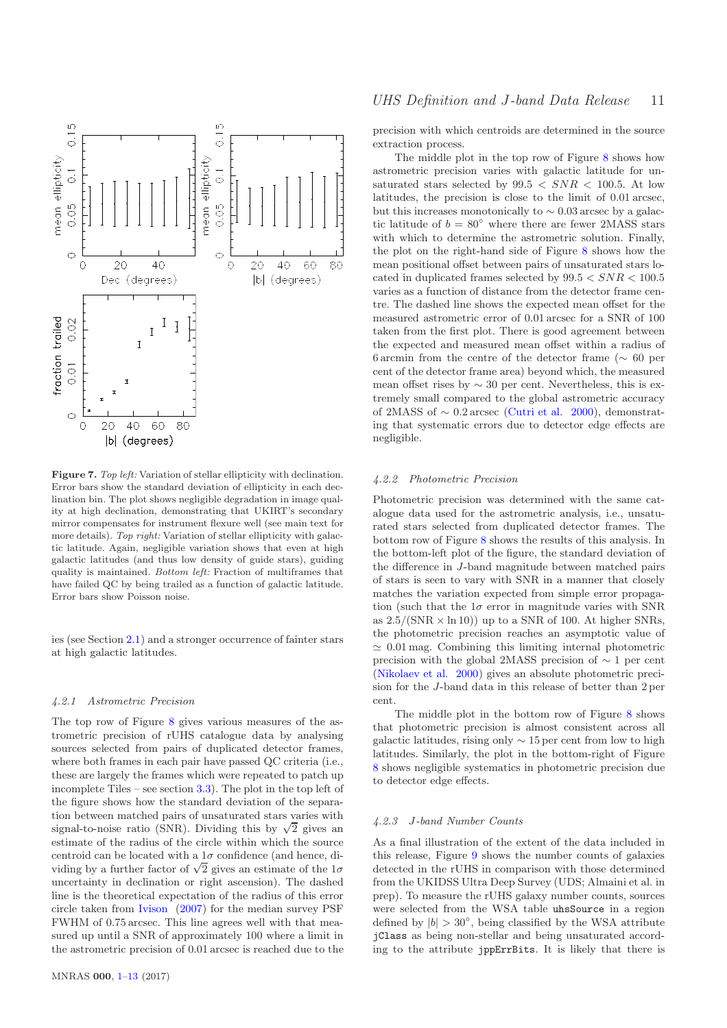**Figure 7.** *Top left:* Variation of stellar ellipticity with declination. Error bars show the standard deviation of ellipticity in each declination bin. The plot shows negligible degradation in image quality at high declination, demonstrating that UKIRT's secondary mirror compensates for instrument flexure well (see main text for more details). *Top right:* Variation of stellar ellipticity with galactic latitude. Again, negligible variation shows that even at high galactic latitudes (and thus low density of guide stars), guiding quality is maintained. *Bottom left:* Fraction of multiframes that have failed QC by being trailed as a function of galactic latitude. Error bars show Poisson noise.

ies (see Section 2.1) and a stronger occurrence of fainter stars at high galactic latitudes.

#### 4.2.1 Astrometric Precision

The top row of Figure 8 gives various measures of the astrometric precision of rUHS catalogue data by analysing sources selected from pairs of duplicated detector frames, where both frames in each pair have passed QC criteria (i.e., these are largely the frames which were repeated to patch up incomplete Tiles – see section 3.3). The plot in the top left of the figure shows how the standard deviation of the separation between matched pairs of unsaturated stars varies with signal-to-noise ratio (SNR). Dividing this by $\sqrt{2}$ gives an estimate of the radius of the circle within which the source centroid can be located with a $1\sigma$ confidence (and hence, dividing by a further factor of $\sqrt{2}$ gives an estimate of the $1\sigma$ uncertainty in declination or right ascension). The dashed line is the theoretical expectation of the radius of this error circle taken from Ivison (2007) for the median survey PSF FWHM of 0.75 arcsec. This line agrees well with that measured up until a SNR of approximately 100 where a limit in the astrometric precision of 0.01 arcsec is reached due to the precision with which centroids are determined in the source extraction process.

The middle plot in the top row of Figure 8 shows how astrometric precision varies with galactic latitude for unsaturated stars selected by $99.5 < SNR < 100.5$. At low latitudes, the precision is close to the limit of 0.01 arcsec, but this increases monotonically to $\sim 0.03$ arcsec by a galactic latitude of $b = 80^{\circ}$ where there are fewer 2MASS stars with which to determine the astrometric solution. Finally, the plot on the right-hand side of Figure 8 shows how the mean positional offset between pairs of unsaturated stars located in duplicated frames selected by $99.5 < SNR < 100.5$ varies as a function of distance from the detector frame centre. The dashed line shows the expected mean offset for the measured astrometric error of 0.01 arcsec for a SNR of 100 taken from the first plot. There is good agreement between the expected and measured mean offset within a radius of 6 arcmin from the centre of the detector frame ($\sim$ 60 per cent of the detector frame area) beyond which, the measured mean offset rises by $\sim$ 30 per cent. Nevertheless, this is extremely small compared to the global astrometric accuracy of 2MASS of $\sim 0.2$ arcsec (Cutri et al. 2000), demonstrating that systematic errors due to detector edge effects are negligible.

#### 4.2.2 Photometric Precision

Photometric precision was determined with the same catalogue data used for the astrometric analysis, i.e., unsaturated stars selected from duplicated detector frames. The bottom row of Figure 8 shows the results of this analysis. In the bottom-left plot of the figure, the standard deviation of the difference in $J$-band magnitude between matched pairs of stars is seen to vary with SNR in a manner that closely matches the variation expected from simple error propagation (such that the $1\sigma$ error in magnitude varies with SNR as $2.5/(\mathrm{SNR} \times \ln 10)$) up to a SNR of 100. At higher SNRs, the photometric precision reaches an asymptotic value of $\simeq 0.01$ mag. Combining this limiting internal photometric precision with the global 2MASS precision of $\sim 1$ per cent (Nikolaev et al. 2000) gives an absolute photometric precision for the $J$-band data in this release of better than 2 per cent.

The middle plot in the bottom row of Figure 8 shows that photometric precision is almost consistent across all galactic latitudes, rising only $\sim 15$ per cent from low to high latitudes. Similarly, the plot in the bottom-right of Figure 8 shows negligible systematics in photometric precision due to detector edge effects.

#### 4.2.3 J-band Number Counts

As a final illustration of the extent of the data included in this release, Figure 9 shows the number counts of galaxies detected in the rUHS in comparison with those determined from the UKIDSS Ultra Deep Survey (UDS; Almaini et al. in prep). To measure the rUHS galaxy number counts, sources were selected from the WSA table uhsSource in a region defined by $|b| > 30^{\circ}$, being classified by the WSA attribute jClass as being non-stellar and being unsaturated according to the attribute jppErrBits. It is likely that there is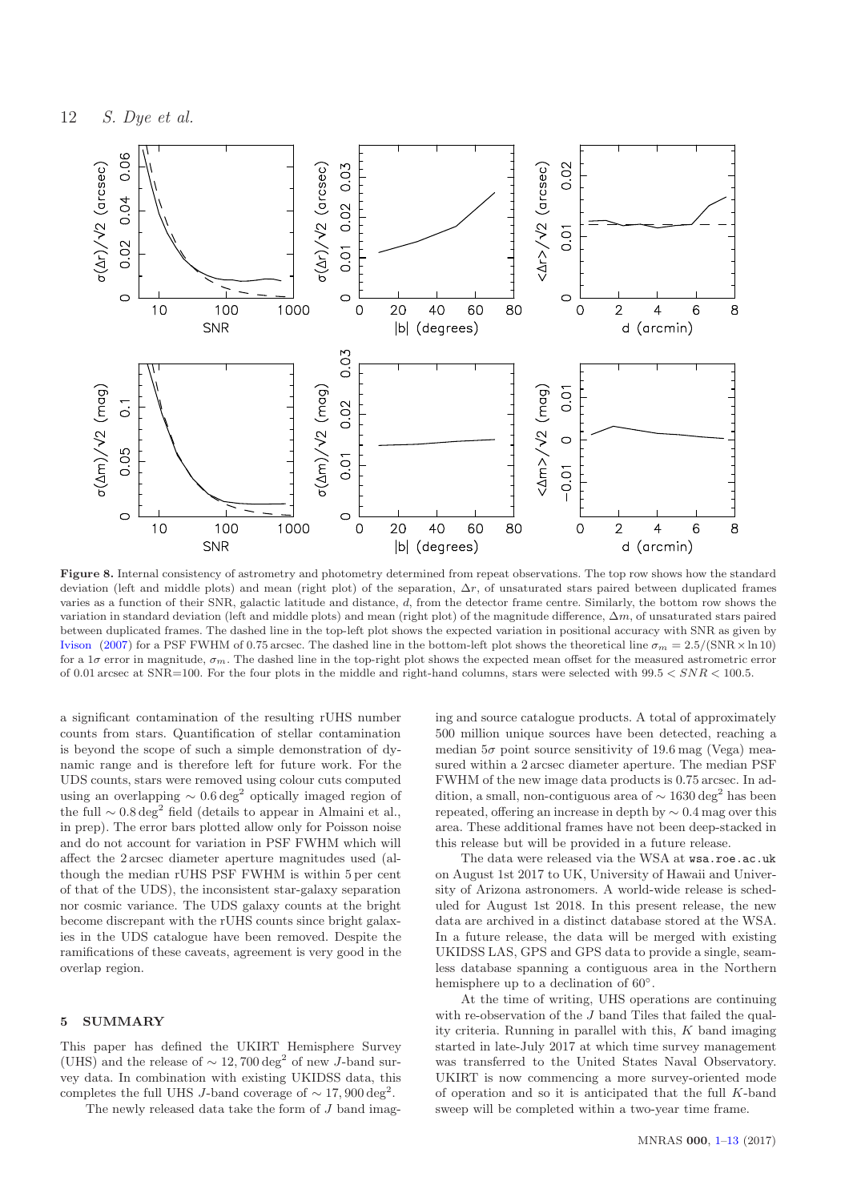**Figure 8.** Internal consistency of astrometry and photometry determined from repeat observations. The top row shows how the standard deviation (left and middle plots) and mean (right plot) of the separation, $\Delta r$, of unsaturated stars paired between duplicated frames varies as a function of their SNR, galactic latitude and distance, $d$, from the detector frame centre. Similarly, the bottom row shows the variation in standard deviation (left and middle plots) and mean (right plot) of the magnitude difference, $\Delta m$, of unsaturated stars paired between duplicated frames. The dashed line in the top-left plot shows the expected variation in positional accuracy with SNR as given by Ivison (2007) for a PSF FWHM of 0.75 arcsec. The dashed line in the bottom-left plot shows the theoretical line $\sigma_m = 2.5/(\mathrm{SNR} \times \ln 10)$ for a $1\sigma$ error in magnitude, $\sigma_m$. The dashed line in the top-right plot shows the expected mean offset for the measured astrometric error of 0.01 arcsec at SNR=100. For the four plots in the middle and right-hand columns, stars were selected with $99.5 < SNR < 100.5$.

a significant contamination of the resulting rUHS number counts from stars. Quantification of stellar contamination is beyond the scope of such a simple demonstration of dynamic range and is therefore left for future work. For the UDS counts, stars were removed using colour cuts computed using an overlapping $\sim 0.6\,\mathrm{deg}^2$ optically imaged region of the full $\sim 0.8\,\mathrm{deg}^2$ field (details to appear in Almaini et al., in prep). The error bars plotted allow only for Poisson noise and do not account for variation in PSF FWHM which will affect the 2 arcsec diameter aperture magnitudes used (although the median rUHS PSF FWHM is within 5 per cent of that of the UDS), the inconsistent star-galaxy separation nor cosmic variance. The UDS galaxy counts at the bright become discrepant with the rUHS counts since bright galaxies in the UDS catalogue have been removed. Despite the ramifications of these caveats, agreement is very good in the overlap region.

## 5 SUMMARY

This paper has defined the UKIRT Hemisphere Survey (UHS) and the release of $\sim 12,700\,\mathrm{deg}^2$ of new $J$-band survey data. In combination with existing UKIDSS data, this completes the full UHS $J$-band coverage of $\sim 17,900\,\mathrm{deg}^2$.

The newly released data take the form of $J$ band imaging and source catalogue products. A total of approximately 500 million unique sources have been detected, reaching a median $5\sigma$ point source sensitivity of 19.6 mag (Vega) measured within a 2 arcsec diameter aperture. The median PSF FWHM of the new image data products is 0.75 arcsec. In addition, a small, non-contiguous area of $\sim 1630\,\mathrm{deg}^2$ has been repeated, offering an increase in depth by $\sim 0.4$ mag over this area. These additional frames have not been deep-stacked in this release but will be provided in a future release.

The data were released via the WSA at `wsa.roe.ac.uk` on August 1st 2017 to UK, University of Hawaii and University of Arizona astronomers. A world-wide release is scheduled for August 1st 2018. In this present release, the new data are archived in a distinct database stored at the WSA. In a future release, the data will be merged with existing UKIDSS LAS, GPS and GPS data to provide a single, seamless database spanning a contiguous area in the Northern hemisphere up to a declination of 60°.

At the time of writing, UHS operations are continuing with re-observation of the $J$ band Tiles that failed the quality criteria. Running in parallel with this, $K$ band imaging started in late-July 2017 at which time survey management was transferred to the United States Naval Observatory. UKIRT is now commencing a more survey-oriented mode of operation and so it is anticipated that the full $K$-band sweep will be completed within a two-year time frame.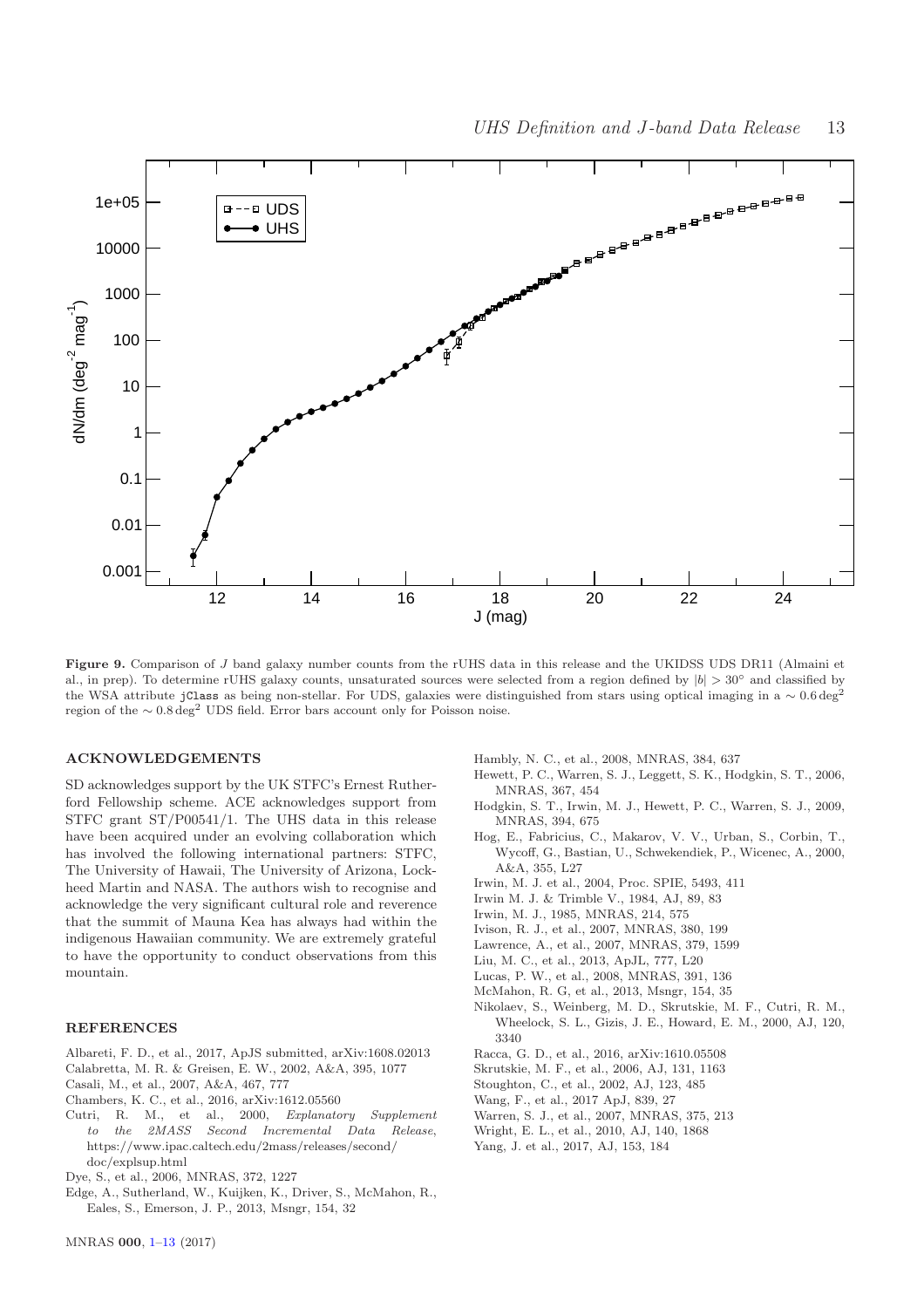1e+05
10000
1000
100
10
1
0.1
0.01
0.001

dN/dm (deg$^{-2}$ mag$^{-1}$)

UDS
UHS

12
14
16
18
20
22
24

J (mag)

**Figure 9.** Comparison of $J$ band galaxy number counts from the rUHS data in this release and the UKIDSS UDS DR11 (Almaini et al., in prep). To determine rUHS galaxy counts, unsaturated sources were selected from a region defined by $|b| > 30°$ and classified by the WSA attribute jClass as being non-stellar. For UDS, galaxies were distinguished from stars using optical imaging in a $\sim 0.6\,\mathrm{deg}^2$ region of the $\sim 0.8\,\mathrm{deg}^2$ UDS field. Error bars account only for Poisson noise.

## ACKNOWLEDGEMENTS

SD acknowledges support by the UK STFC's Ernest Rutherford Fellowship scheme. ACE acknowledges support from STFC grant ST/P00541/1. The UHS data in this release have been acquired under an evolving collaboration which has involved the following international partners: STFC, The University of Hawaii, The University of Arizona, Lockheed Martin and NASA. The authors wish to recognise and acknowledge the very significant cultural role and reverence that the summit of Mauna Kea has always had within the indigenous Hawaiian community. We are extremely grateful to have the opportunity to conduct observations from this mountain.

## REFERENCES

Albareti, F. D., et al., 2017, ApJS submitted, arXiv:1608.02013

Calabretta, M. R. & Greisen, E. W., 2002, A&A, 395, 1077

Casali, M., et al., 2007, A&A, 467, 777

Chambers, K. C., et al., 2016, arXiv:1612.05560

Cutri, R. M., et al., 2000, *Explanatory Supplement to the 2MASS Second Incremental Data Release*, https://www.ipac.caltech.edu/2mass/releases/second/doc/explsup.html

Dye, S., et al., 2006, MNRAS, 372, 1227

Edge, A., Sutherland, W., Kuijken, K., Driver, S., McMahon, R., Eales, S., Emerson, J. P., 2013, Msngr, 154, 32

Hambly, N. C., et al., 2008, MNRAS, 384, 637

Hewett, P. C., Warren, S. J., Leggett, S. K., Hodgkin, S. T., 2006, MNRAS, 367, 454

Hodgkin, S. T., Irwin, M. J., Hewett, P. C., Warren, S. J., 2009, MNRAS, 394, 675

Hog, E., Fabricius, C., Makarov, V. V., Urban, S., Corbin, T., Wycoff, G., Bastian, U., Schwekendiek, P., Wicenec, A., 2000, A&A, 355, L27

Irwin, M. J. et al., 2004, Proc. SPIE, 5493, 411

Irwin M. J. & Trimble V., 1984, AJ, 89, 83

Irwin, M. J., 1985, MNRAS, 214, 575

Ivison, R. J., et al., 2007, MNRAS, 380, 199

Lawrence, A., et al., 2007, MNRAS, 379, 1599

Liu, M. C., et al., 2013, ApJL, 777, L20

Lucas, P. W., et al., 2008, MNRAS, 391, 136

McMahon, R. G, et al., 2013, Msngr, 154, 35

Nikolaev, S., Weinberg, M. D., Skrutskie, M. F., Cutri, R. M., Wheelock, S. L., Gizis, J. E., Howard, E. M., 2000, AJ, 120, 3340

Racca, G. D., et al., 2016, arXiv:1610.05508

Skrutskie, M. F., et al., 2006, AJ, 131, 1163

Stoughton, C., et al., 2002, AJ, 123, 485

Wang, F., et al., 2017 ApJ, 839, 27

Warren, S. J., et al., 2007, MNRAS, 375, 213

Wright, E. L., et al., 2010, AJ, 140, 1868

Yang, J. et al., 2017, AJ, 153, 184